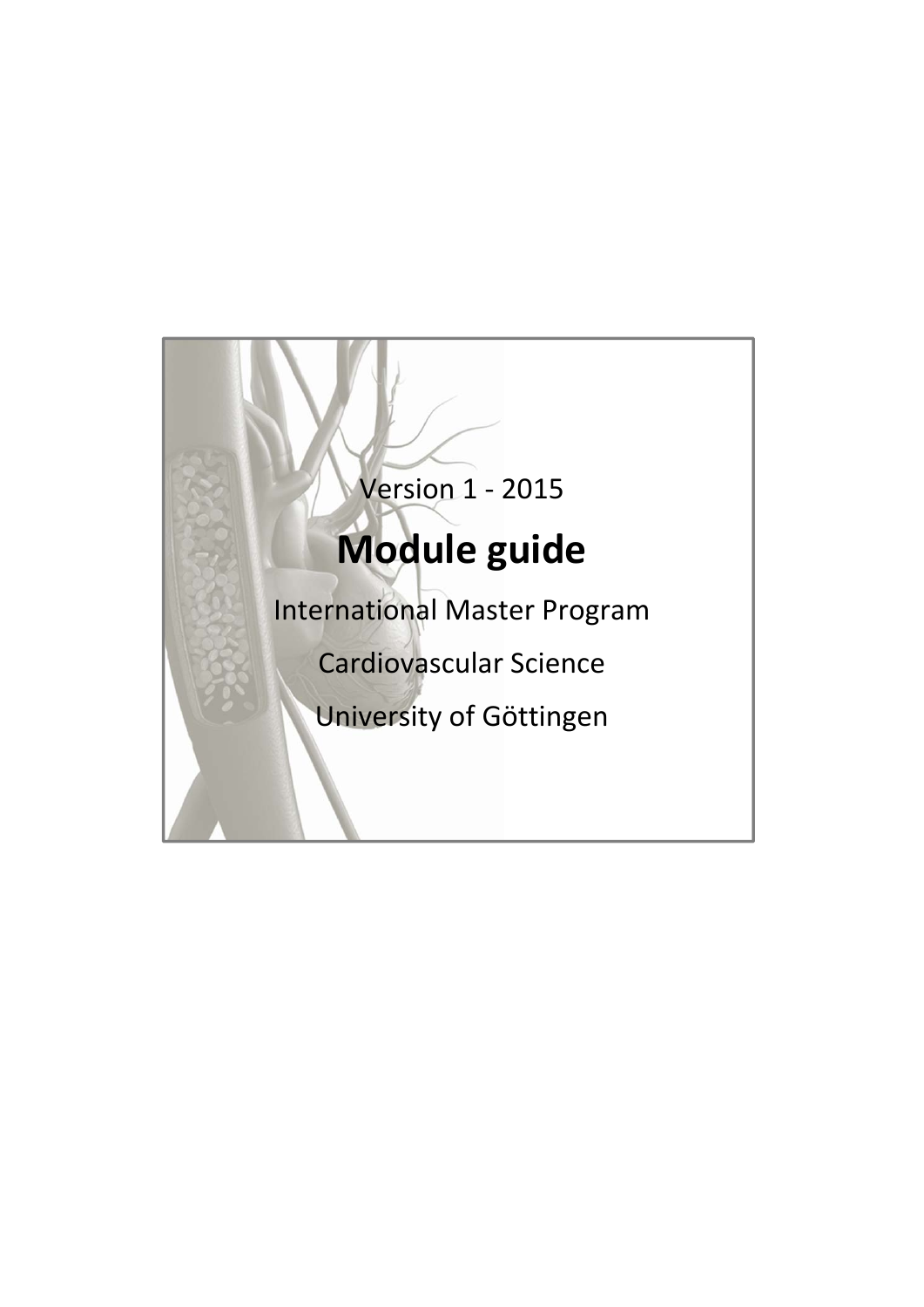Version 1 - 2015

# Module guide

International Master Program

Cardiovascular Science

University of Göttingen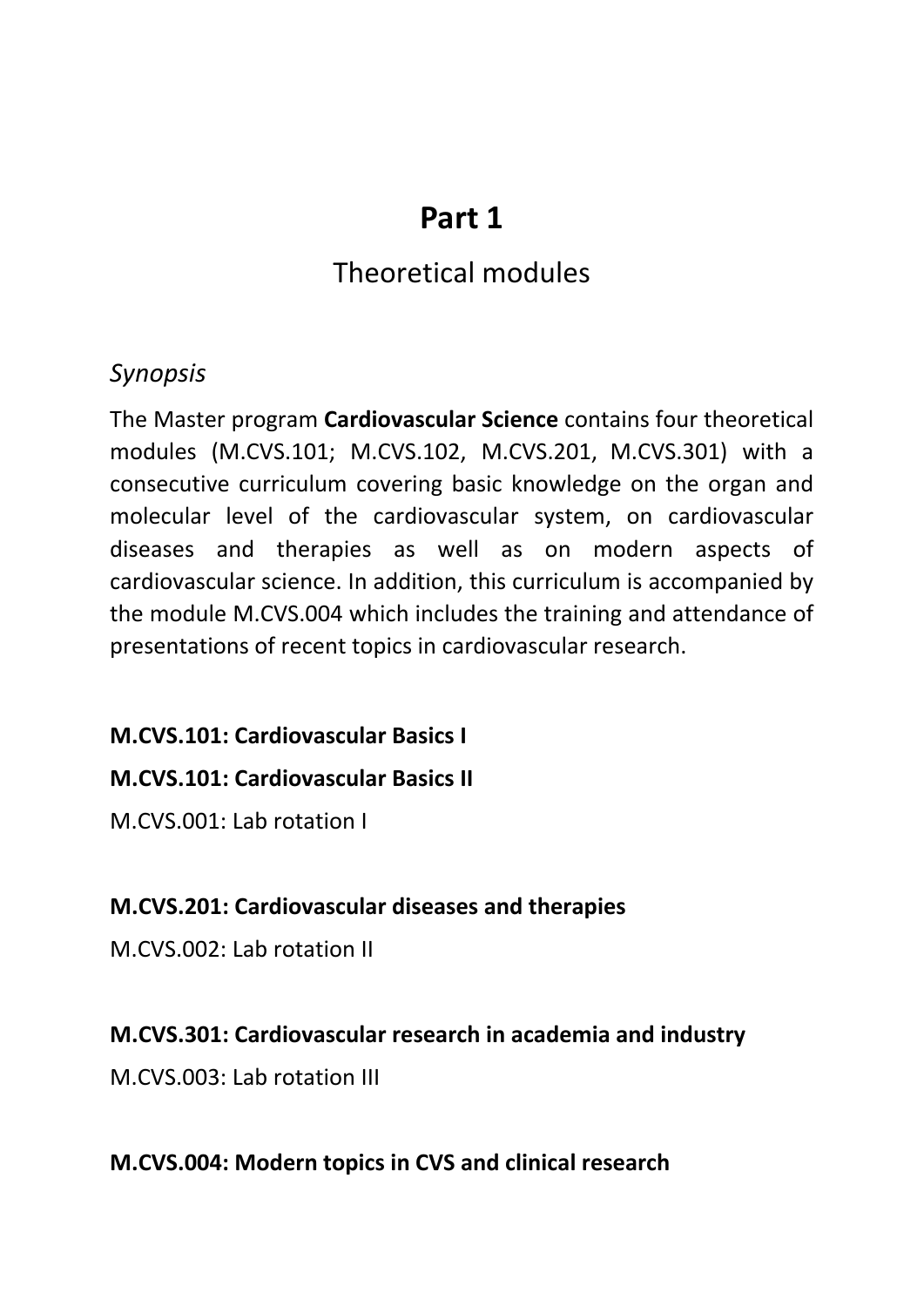# Part 1

## Theoretical modules

### *Synopsis*

The Master program **Cardiovascular Science** contains four theoretical modules (M.CVS.101; M.CVS.102, M.CVS.201, M.CVS.301) with a consecutive curriculum covering basic knowledge on the organ and molecular level of the cardiovascular system, on cardiovascular diseases and therapies as well as on modern aspects of cardiovascular science. In addition, this curriculum is accompanied by the module M.CVS.004 which includes the training and attendance of presentations of recent topics in cardiovascular research.

**M.CVS.101: Cardiovascular Basics I**

**M.CVS.101: Cardiovascular Basics II**

M.CVS.001: Lab rotation I

**M.CVS.201: Cardiovascular diseases and therapies**

M.CVS.002: Lab rotation II

**M.CVS.301: Cardiovascular research in academia and industry**

M.CVS.003: Lab rotation III

**M.CVS.004: Modern topics in CVS and clinical research**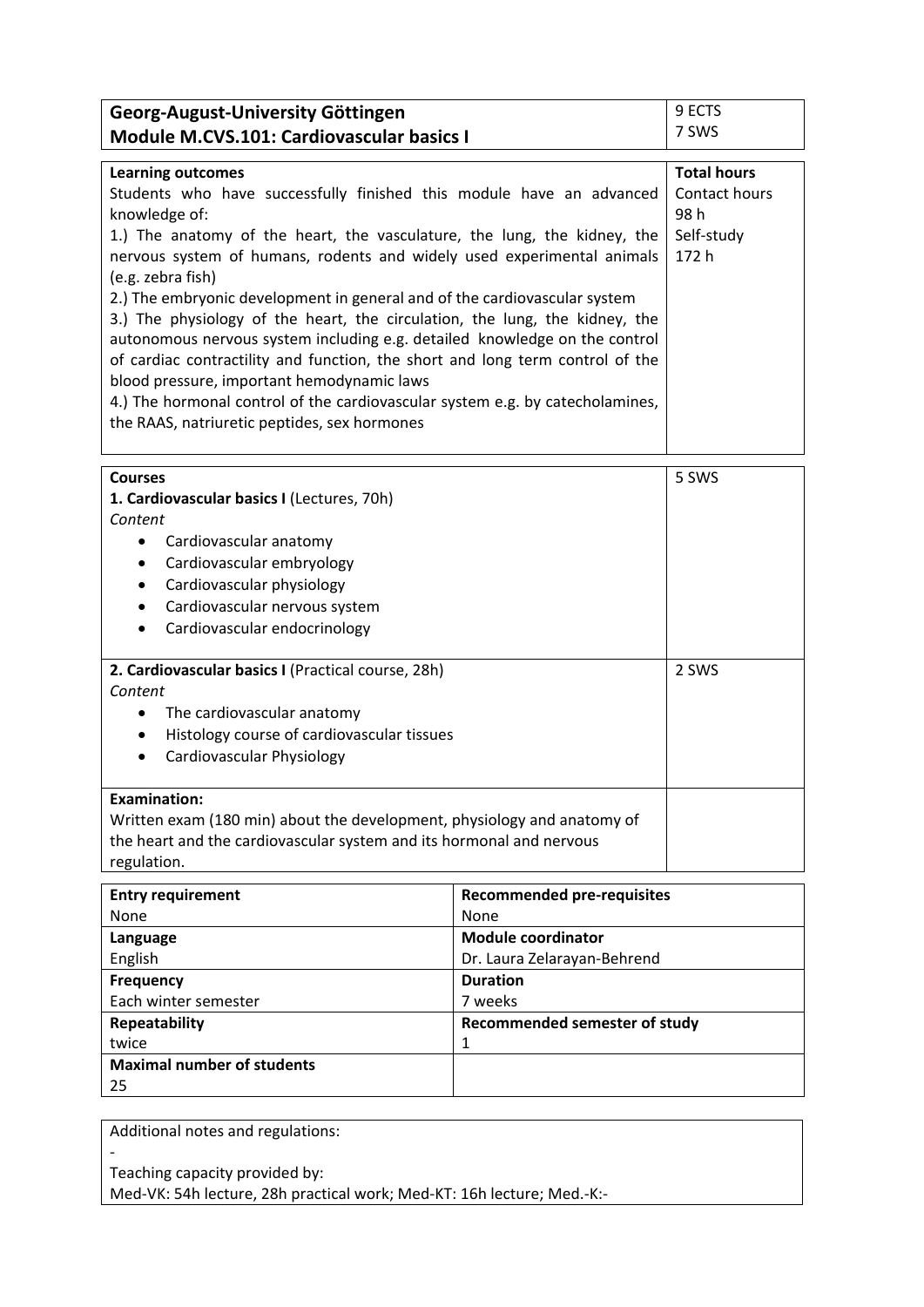| Georg-August-University Göttingen<br>Module M.CVS.101: Cardiovascular basics I | 9 ECTS<br>7 SWS |
|---|---|

| **Learning outcomes** | **Total hours** |
|---|---|
| Students who have successfully finished this module have an advanced knowledge of:<br>1.) The anatomy of the heart, the vasculature, the lung, the kidney, the nervous system of humans, rodents and widely used experimental animals (e.g. zebra fish)<br>2.) The embryonic development in general and of the cardiovascular system<br>3.) The physiology of the heart, the circulation, the lung, the kidney, the autonomous nervous system including e.g. detailed knowledge on the control of cardiac contractility and function, the short and long term control of the blood pressure, important hemodynamic laws<br>4.) The hormonal control of the cardiovascular system e.g. by catecholamines, the RAAS, natriuretic peptides, sex hormones | Contact hours<br>98 h<br>Self-study<br>172 h |

| **Courses** | |
|---|---|
| **1. Cardiovascular basics I** (Lectures, 70h)<br>*Content*<br>• Cardiovascular anatomy<br>• Cardiovascular embryology<br>• Cardiovascular physiology<br>• Cardiovascular nervous system<br>• Cardiovascular endocrinology | 5 SWS |
| **2. Cardiovascular basics I** (Practical course, 28h)<br>*Content*<br>• The cardiovascular anatomy<br>• Histology course of cardiovascular tissues<br>• Cardiovascular Physiology | 2 SWS |
| **Examination:**<br>Written exam (180 min) about the development, physiology and anatomy of the heart and the cardiovascular system and its hormonal and nervous regulation. | |

| **Entry requirement** | **Recommended pre-requisites** |
|---|---|
| None | None |
| **Language** | **Module coordinator** |
| English | Dr. Laura Zelarayan-Behrend |
| **Frequency** | **Duration** |
| Each winter semester | 7 weeks |
| **Repeatability** | **Recommended semester of study** |
| twice | 1 |
| **Maximal number of students** | |
| 25 | |

Additional notes and regulations:
-
Teaching capacity provided by:
Med-VK: 54h lecture, 28h practical work; Med-KT: 16h lecture; Med.-K:-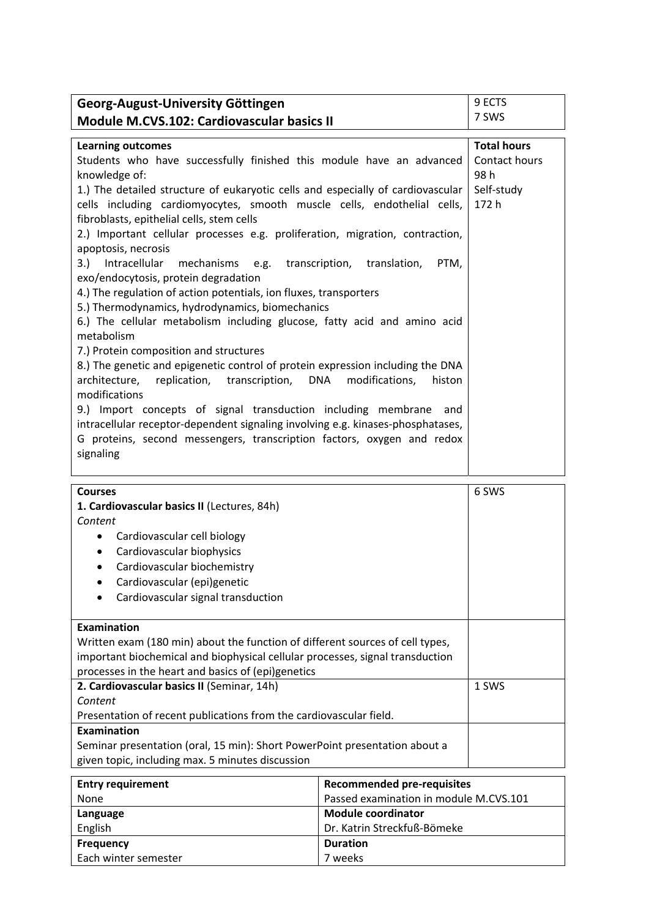| Georg-August-University Göttingen<br>Module M.CVS.102: Cardiovascular basics II | 9 ECTS<br>7 SWS |
|---|---|

| Learning outcomes | Total hours |
|---|---|
| Students who have successfully finished this module have an advanced knowledge of:<br>1.) The detailed structure of eukaryotic cells and especially of cardiovascular cells including cardiomyocytes, smooth muscle cells, endothelial cells, fibroblasts, epithelial cells, stem cells<br>2.) Important cellular processes e.g. proliferation, migration, contraction, apoptosis, necrosis<br>3.) Intracellular mechanisms e.g. transcription, translation, PTM, exo/endocytosis, protein degradation<br>4.) The regulation of action potentials, ion fluxes, transporters<br>5.) Thermodynamics, hydrodynamics, biomechanics<br>6.) The cellular metabolism including glucose, fatty acid and amino acid metabolism<br>7.) Protein composition and structures<br>8.) The genetic and epigenetic control of protein expression including the DNA architecture, replication, transcription, DNA modifications, histon modifications<br>9.) Import concepts of signal transduction including membrane and intracellular receptor-dependent signaling involving e.g. kinases-phosphatases, G proteins, second messengers, transcription factors, oxygen and redox signaling | Contact hours<br>98 h<br>Self-study<br>172 h |

| Courses | |
|---|---|
| **1. Cardiovascular basics II** (Lectures, 84h)<br>*Content*<br>• Cardiovascular cell biology<br>• Cardiovascular biophysics<br>• Cardiovascular biochemistry<br>• Cardiovascular (epi)genetic<br>• Cardiovascular signal transduction | 6 SWS |
| **Examination**<br>Written exam (180 min) about the function of different sources of cell types, important biochemical and biophysical cellular processes, signal transduction processes in the heart and basics of (epi)genetics | |
| **2. Cardiovascular basics II** (Seminar, 14h)<br>*Content*<br>Presentation of recent publications from the cardiovascular field. | 1 SWS |
| **Examination**<br>Seminar presentation (oral, 15 min): Short PowerPoint presentation about a given topic, including max. 5 minutes discussion | |

| Entry requirement | Recommended pre-requisites |
|---|---|
| None | Passed examination in module M.CVS.101 |
| **Language** | **Module coordinator** |
| English | Dr. Katrin Streckfuß-Bömeke |
| **Frequency** | **Duration** |
| Each winter semester | 7 weeks |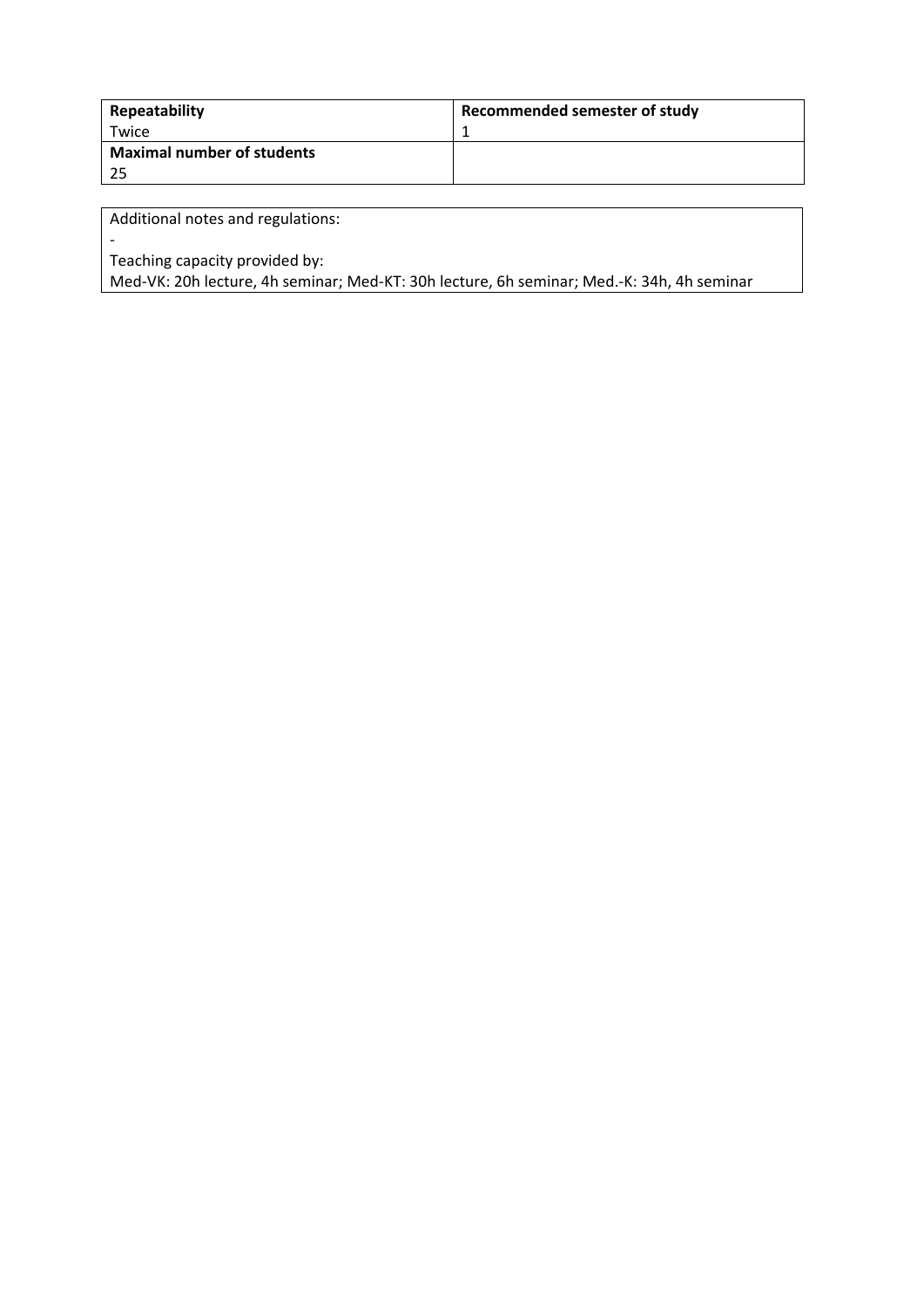| Repeatability | Recommended semester of study |
| --- | --- |
| Twice | 1 |
| **Maximal number of students** | |
| 25 | |

| Additional notes and regulations: |
| --- |
| - |
| Teaching capacity provided by: |
| Med-VK: 20h lecture, 4h seminar; Med-KT: 30h lecture, 6h seminar; Med.-K: 34h, 4h seminar |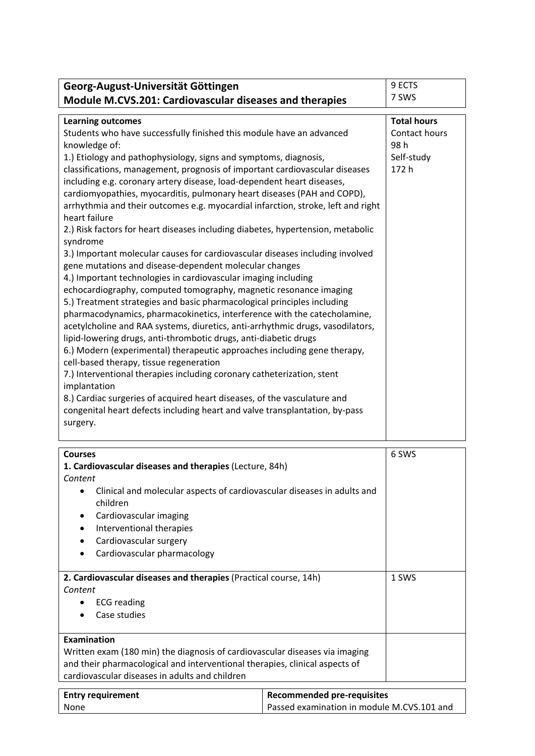| **Georg-August-Universität Göttingen**<br>**Module M.CVS.201: Cardiovascular diseases and therapies** | 9 ECTS<br>7 SWS |
|---|---|

| **Learning outcomes** | **Total hours** |
|---|---|
| Students who have successfully finished this module have an advanced knowledge of:<br>1.) Etiology and pathophysiology, signs and symptoms, diagnosis, classifications, management, prognosis of important cardiovascular diseases including e.g. coronary artery disease, load-dependent heart diseases, cardiomyopathies, myocarditis, pulmonary heart diseases (PAH and COPD), arrhythmia and their outcomes e.g. myocardial infarction, stroke, left and right heart failure<br>2.) Risk factors for heart diseases including diabetes, hypertension, metabolic syndrome<br>3.) Important molecular causes for cardiovascular diseases including involved gene mutations and disease-dependent molecular changes<br>4.) Important technologies in cardiovascular imaging including echocardiography, computed tomography, magnetic resonance imaging<br>5.) Treatment strategies and basic pharmacological principles including pharmacodynamics, pharmacokinetics, interference with the catecholamine, acetylcholine and RAA systems, diuretics, anti-arrhythmic drugs, vasodilators, lipid-lowering drugs, anti-thrombotic drugs, anti-diabetic drugs<br>6.) Modern (experimental) therapeutic approaches including gene therapy, cell-based therapy, tissue regeneration<br>7.) Interventional therapies including coronary catheterization, stent implantation<br>8.) Cardiac surgeries of acquired heart diseases, of the vasculature and congenital heart defects including heart and valve transplantation, by-pass surgery. | Contact hours<br>98 h<br>Self-study<br>172 h |

| **Courses** | |
|---|---|
| **1. Cardiovascular diseases and therapies** (Lecture, 84h)<br>*Content*<br>• Clinical and molecular aspects of cardiovascular diseases in adults and children<br>• Cardiovascular imaging<br>• Interventional therapies<br>• Cardiovascular surgery<br>• Cardiovascular pharmacology | 6 SWS |
| **2. Cardiovascular diseases and therapies** (Practical course, 14h)<br>*Content*<br>• ECG reading<br>• Case studies | 1 SWS |
| **Examination**<br>Written exam (180 min) the diagnosis of cardiovascular diseases via imaging and their pharmacological and interventional therapies, clinical aspects of cardiovascular diseases in adults and children | |

| **Entry requirement** | **Recommended pre-requisites** |
|---|---|
| None | Passed examination in module M.CVS.101 and |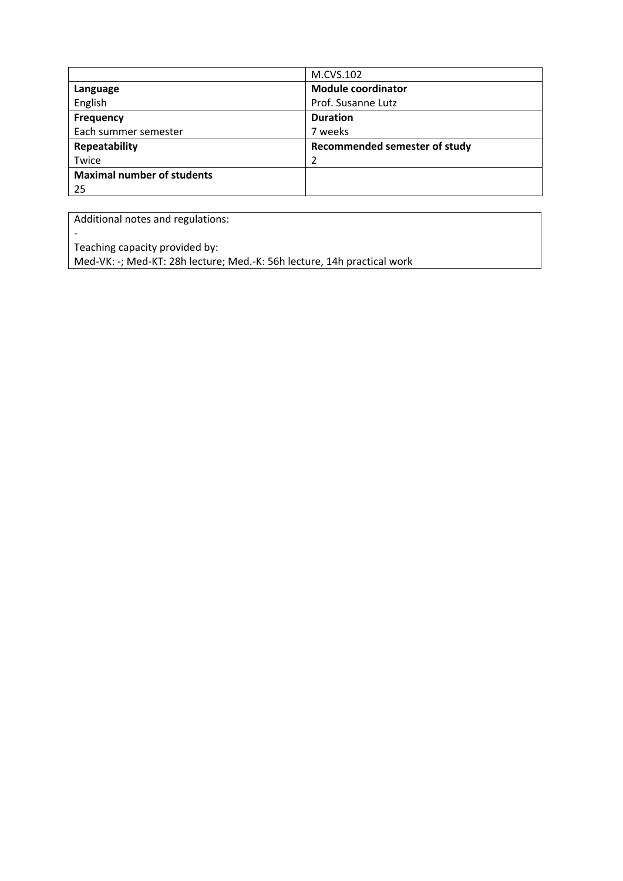| | M.CVS.102 |
|---|---|
| **Language**<br>English | **Module coordinator**<br>Prof. Susanne Lutz |
| **Frequency**<br>Each summer semester | **Duration**<br>7 weeks |
| **Repeatability**<br>Twice | **Recommended semester of study**<br>2 |
| **Maximal number of students**<br>25 | |

| Additional notes and regulations: |
|---|
| - |
| Teaching capacity provided by: |
| Med-VK: -; Med-KT: 28h lecture; Med.-K: 56h lecture, 14h practical work |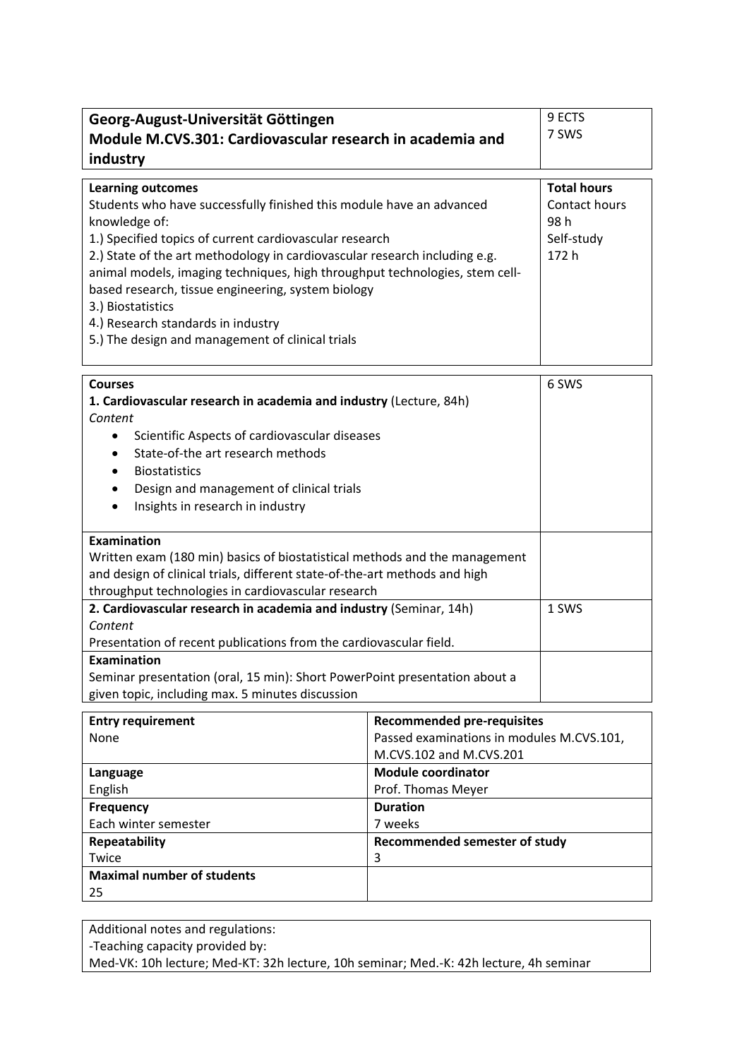| **Georg-August-Universität Göttingen**<br>**Module M.CVS.301: Cardiovascular research in academia and industry** | 9 ECTS<br>7 SWS |
|---|---|

| **Learning outcomes** | **Total hours** |
|---|---|
| Students who have successfully finished this module have an advanced knowledge of:<br>1.) Specified topics of current cardiovascular research<br>2.) State of the art methodology in cardiovascular research including e.g. animal models, imaging techniques, high throughput technologies, stem cell-based research, tissue engineering, system biology<br>3.) Biostatistics<br>4.) Research standards in industry<br>5.) The design and management of clinical trials | Contact hours<br>98 h<br>Self-study<br>172 h |

| **Courses** | |
|---|---|
| **1. Cardiovascular research in academia and industry** (Lecture, 84h)<br>*Content*<br>• Scientific Aspects of cardiovascular diseases<br>• State-of-the art research methods<br>• Biostatistics<br>• Design and management of clinical trials<br>• Insights in research in industry | 6 SWS |
| **Examination**<br>Written exam (180 min) basics of biostatistical methods and the management and design of clinical trials, different state-of-the-art methods and high throughput technologies in cardiovascular research | |
| **2. Cardiovascular research in academia and industry** (Seminar, 14h)<br>*Content*<br>Presentation of recent publications from the cardiovascular field. | 1 SWS |
| **Examination**<br>Seminar presentation (oral, 15 min): Short PowerPoint presentation about a given topic, including max. 5 minutes discussion | |

| **Entry requirement**<br>None | **Recommended pre-requisites**<br>Passed examinations in modules M.CVS.101, M.CVS.102 and M.CVS.201 |
|---|---|
| **Language**<br>English | **Module coordinator**<br>Prof. Thomas Meyer |
| **Frequency**<br>Each winter semester | **Duration**<br>7 weeks |
| **Repeatability**<br>Twice | **Recommended semester of study**<br>3 |
| **Maximal number of students**<br>25 | |

| Additional notes and regulations:<br>-Teaching capacity provided by:<br>Med-VK: 10h lecture; Med-KT: 32h lecture, 10h seminar; Med.-K: 42h lecture, 4h seminar |
|---|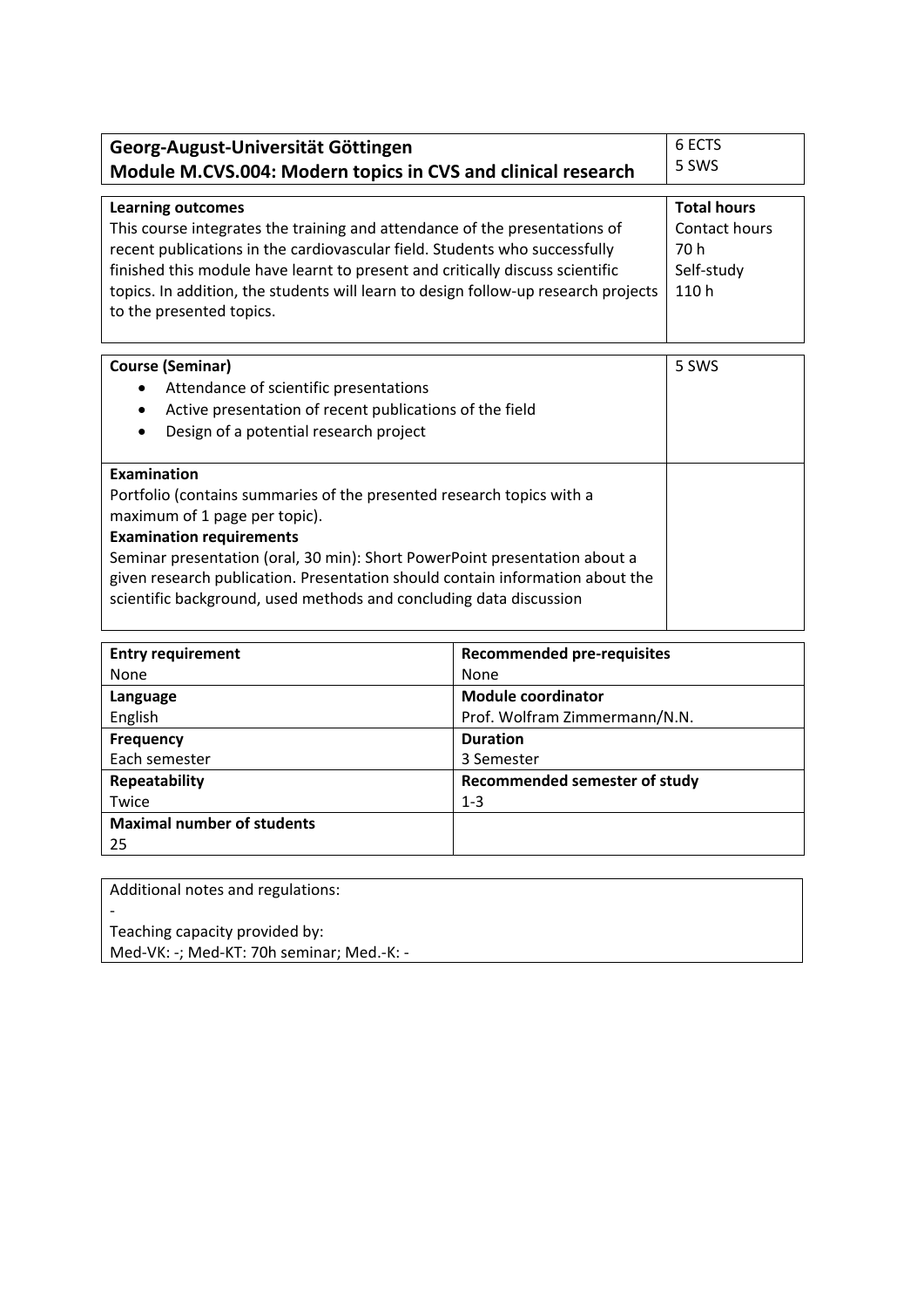| Georg-August-Universität Göttingen<br>Module M.CVS.004: Modern topics in CVS and clinical research | 6 ECTS<br>5 SWS |
|---|---|

| **Learning outcomes** | **Total hours** |
|---|---|
| This course integrates the training and attendance of the presentations of recent publications in the cardiovascular field. Students who successfully finished this module have learnt to present and critically discuss scientific topics. In addition, the students will learn to design follow-up research projects to the presented topics. | Contact hours<br>70 h<br>Self-study<br>110 h |

| **Course (Seminar)** | 5 SWS |
|---|---|
| • Attendance of scientific presentations<br>• Active presentation of recent publications of the field<br>• Design of a potential research project | |
| **Examination**<br>Portfolio (contains summaries of the presented research topics with a maximum of 1 page per topic).<br>**Examination requirements**<br>Seminar presentation (oral, 30 min): Short PowerPoint presentation about a given research publication. Presentation should contain information about the scientific background, used methods and concluding data discussion | |

| **Entry requirement** | **Recommended pre-requisites** |
|---|---|
| None | None |
| **Language** | **Module coordinator** |
| English | Prof. Wolfram Zimmermann/N.N. |
| **Frequency** | **Duration** |
| Each semester | 3 Semester |
| **Repeatability** | **Recommended semester of study** |
| Twice | 1-3 |
| **Maximal number of students** | |
| 25 | |

Additional notes and regulations:

-

Teaching capacity provided by:

Med-VK: -; Med-KT: 70h seminar; Med.-K: -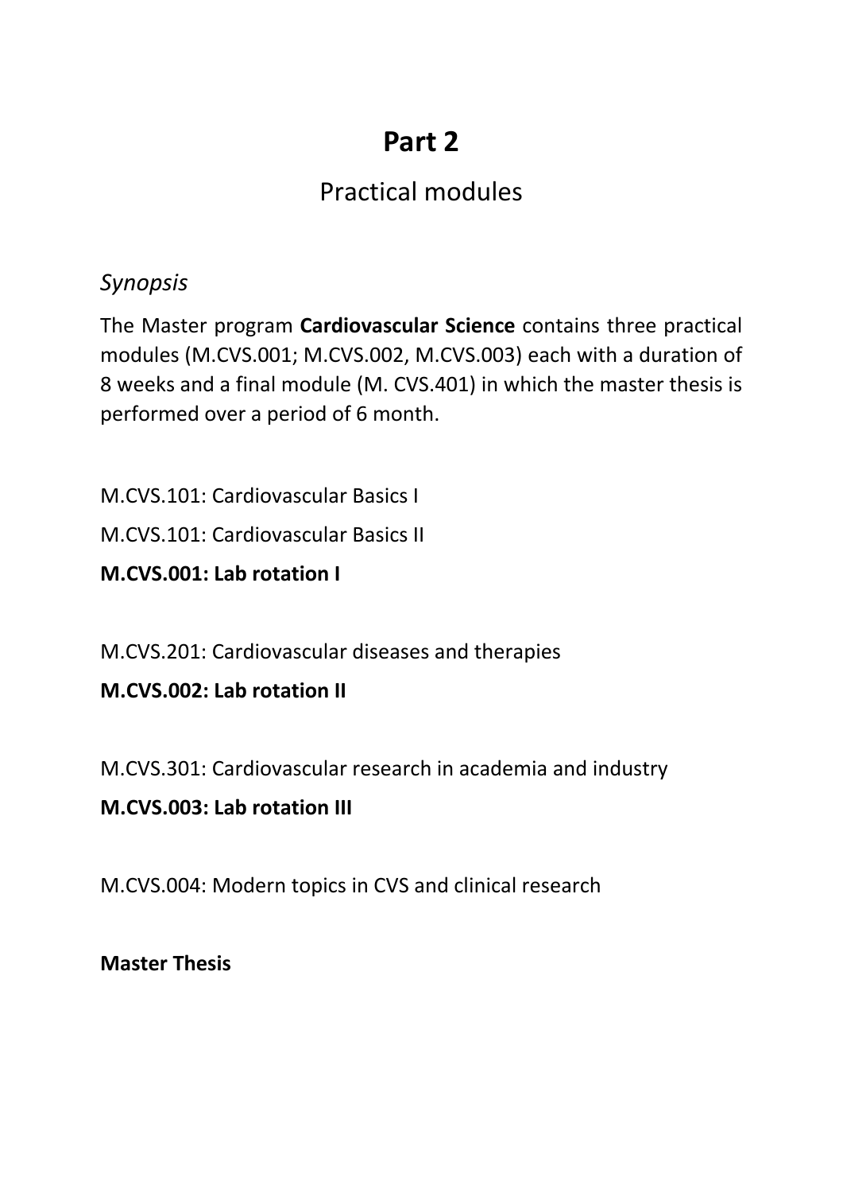# Part 2

## Practical modules

### *Synopsis*

The Master program **Cardiovascular Science** contains three practical modules (M.CVS.001; M.CVS.002, M.CVS.003) each with a duration of 8 weeks and a final module (M. CVS.401) in which the master thesis is performed over a period of 6 month.

M.CVS.101: Cardiovascular Basics I

M.CVS.101: Cardiovascular Basics II

**M.CVS.001: Lab rotation I**

M.CVS.201: Cardiovascular diseases and therapies

**M.CVS.002: Lab rotation II**

M.CVS.301: Cardiovascular research in academia and industry

**M.CVS.003: Lab rotation III**

M.CVS.004: Modern topics in CVS and clinical research

**Master Thesis**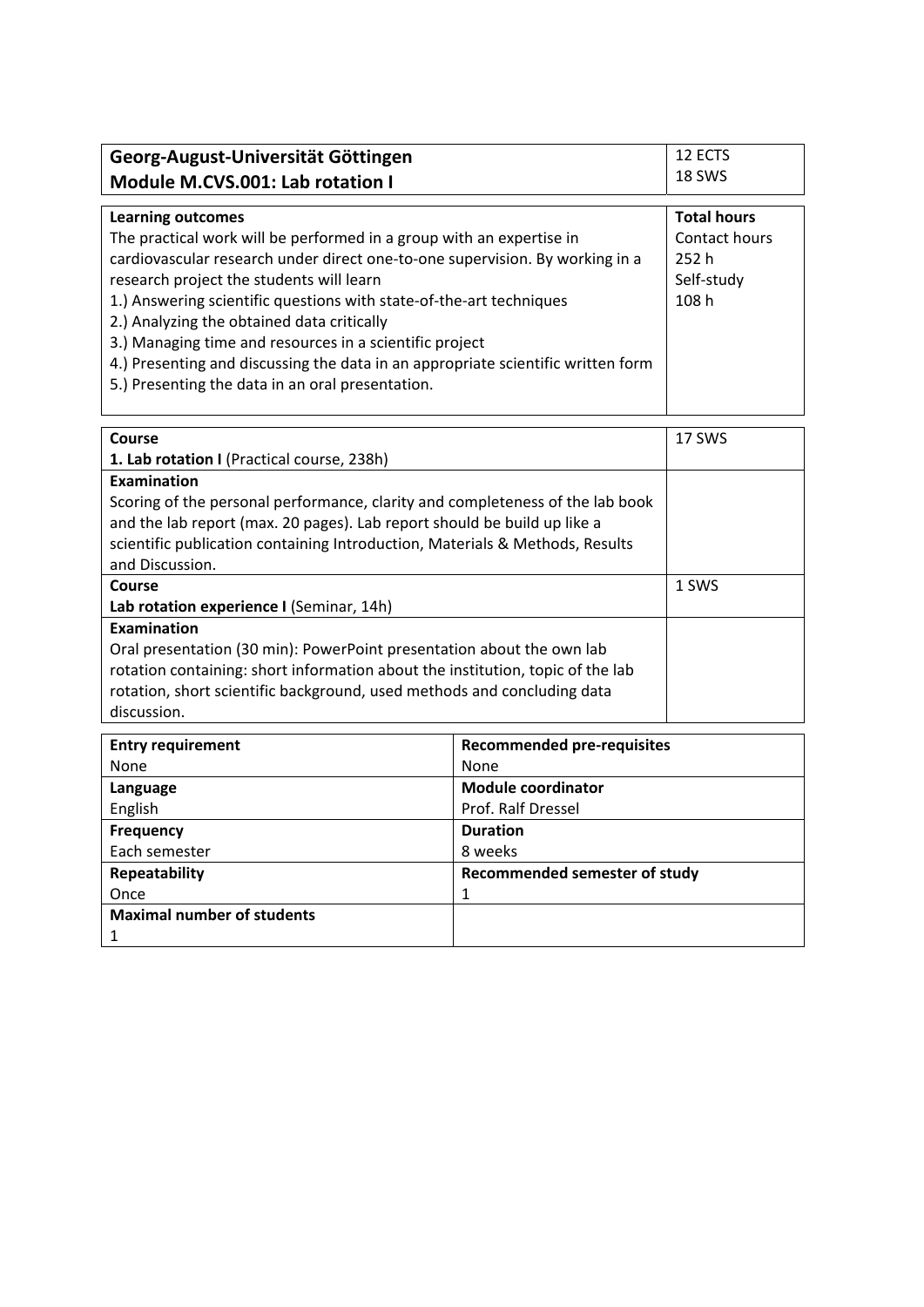| Georg-August-Universität Göttingen<br>**Module M.CVS.001: Lab rotation I** | 12 ECTS<br>18 SWS |
|---|---|

| **Learning outcomes** | **Total hours** |
|---|---|
| The practical work will be performed in a group with an expertise in cardiovascular research under direct one-to-one supervision. By working in a research project the students will learn<br>1.) Answering scientific questions with state-of-the-art techniques<br>2.) Analyzing the obtained data critically<br>3.) Managing time and resources in a scientific project<br>4.) Presenting and discussing the data in an appropriate scientific written form<br>5.) Presenting the data in an oral presentation. | Contact hours<br>252 h<br>Self-study<br>108 h |

| **Course**<br>**1. Lab rotation I** (Practical course, 238h) | 17 SWS |
|---|---|
| **Examination**<br>Scoring of the personal performance, clarity and completeness of the lab book and the lab report (max. 20 pages). Lab report should be build up like a scientific publication containing Introduction, Materials & Methods, Results and Discussion. | |
| **Course**<br>**Lab rotation experience I** (Seminar, 14h) | 1 SWS |
| **Examination**<br>Oral presentation (30 min): PowerPoint presentation about the own lab rotation containing: short information about the institution, topic of the lab rotation, short scientific background, used methods and concluding data discussion. | |

| **Entry requirement** | **Recommended pre-requisites** |
|---|---|
| None | None |
| **Language**<br>English | **Module coordinator**<br>Prof. Ralf Dressel |
| **Frequency**<br>Each semester | **Duration**<br>8 weeks |
| **Repeatability**<br>Once | **Recommended semester of study**<br>1 |
| **Maximal number of students**<br>1 | |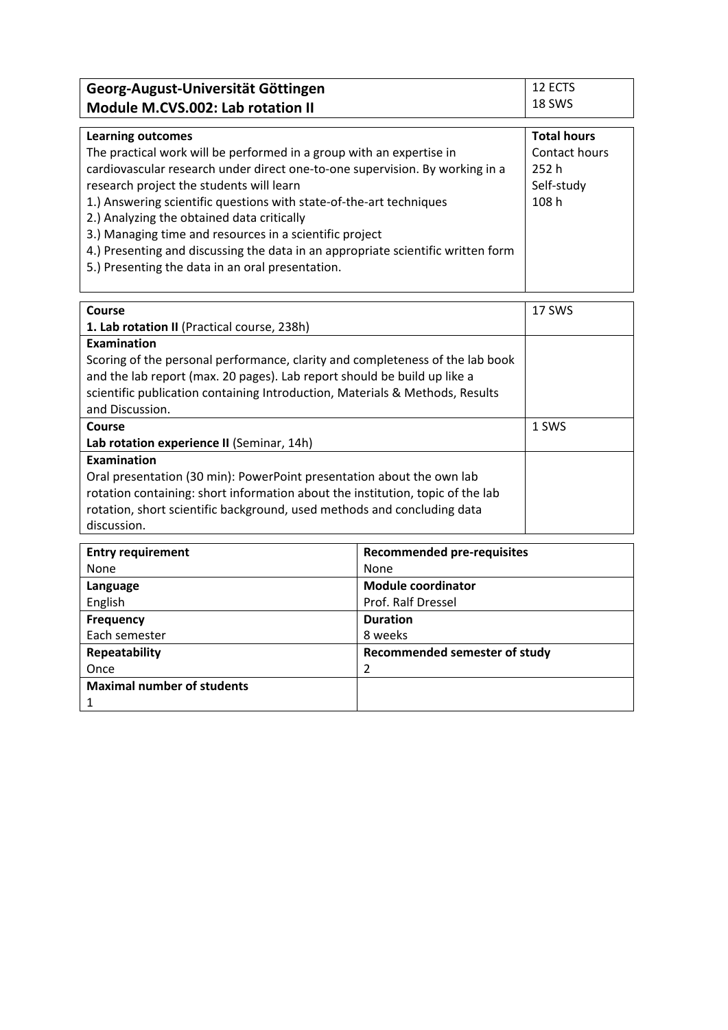| Georg-August-Universität Göttingen<br>Module M.CVS.002: Lab rotation II | 12 ECTS<br>18 SWS |
|---|---|

| **Learning outcomes** | **Total hours** |
|---|---|
| The practical work will be performed in a group with an expertise in cardiovascular research under direct one-to-one supervision. By working in a research project the students will learn<br>1.) Answering scientific questions with state-of-the-art techniques<br>2.) Analyzing the obtained data critically<br>3.) Managing time and resources in a scientific project<br>4.) Presenting and discussing the data in an appropriate scientific written form<br>5.) Presenting the data in an oral presentation. | Contact hours<br>252 h<br>Self-study<br>108 h |

| **Course**<br>**1. Lab rotation II** (Practical course, 238h) | 17 SWS |
|---|---|
| **Examination**<br>Scoring of the personal performance, clarity and completeness of the lab book and the lab report (max. 20 pages). Lab report should be build up like a scientific publication containing Introduction, Materials & Methods, Results and Discussion. | |
| **Course**<br>**Lab rotation experience II** (Seminar, 14h) | 1 SWS |
| **Examination**<br>Oral presentation (30 min): PowerPoint presentation about the own lab rotation containing: short information about the institution, topic of the lab rotation, short scientific background, used methods and concluding data discussion. | |

| **Entry requirement** | **Recommended pre-requisites** |
|---|---|
| None | None |
| **Language** | **Module coordinator** |
| English | Prof. Ralf Dressel |
| **Frequency** | **Duration** |
| Each semester | 8 weeks |
| **Repeatability** | **Recommended semester of study** |
| Once | 2 |
| **Maximal number of students** | |
| 1 | |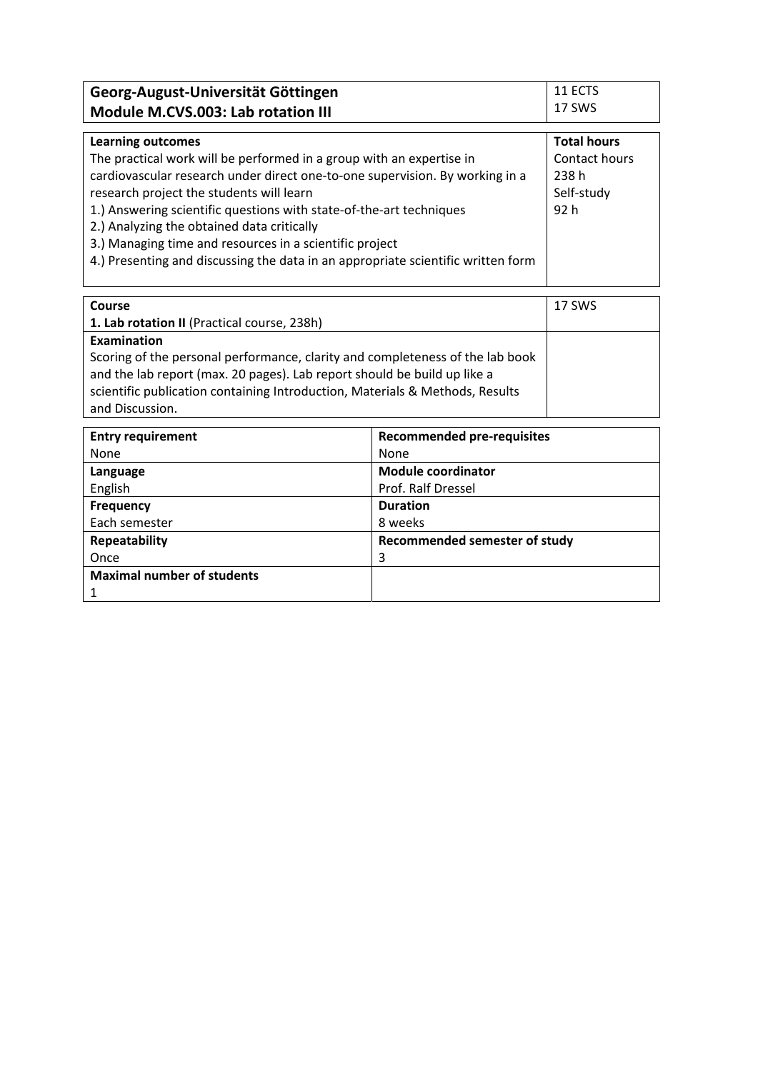| Georg-August-Universität Göttingen<br>**Module M.CVS.003: Lab rotation III** | 11 ECTS<br>17 SWS |
|---|---|

| **Learning outcomes** | **Total hours** |
|---|---|
| The practical work will be performed in a group with an expertise in cardiovascular research under direct one-to-one supervision. By working in a research project the students will learn<br>1.) Answering scientific questions with state-of-the-art techniques<br>2.) Analyzing the obtained data critically<br>3.) Managing time and resources in a scientific project<br>4.) Presenting and discussing the data in an appropriate scientific written form | Contact hours<br>238 h<br>Self-study<br>92 h |

| **Course**<br>**1. Lab rotation II** (Practical course, 238h) | 17 SWS |
|---|---|
| **Examination**<br>Scoring of the personal performance, clarity and completeness of the lab book and the lab report (max. 20 pages). Lab report should be build up like a scientific publication containing Introduction, Materials & Methods, Results and Discussion. | |

| **Entry requirement** | **Recommended pre-requisites** |
|---|---|
| None | None |
| **Language** | **Module coordinator** |
| English | Prof. Ralf Dressel |
| **Frequency** | **Duration** |
| Each semester | 8 weeks |
| **Repeatability** | **Recommended semester of study** |
| Once | 3 |
| **Maximal number of students** | |
| 1 | |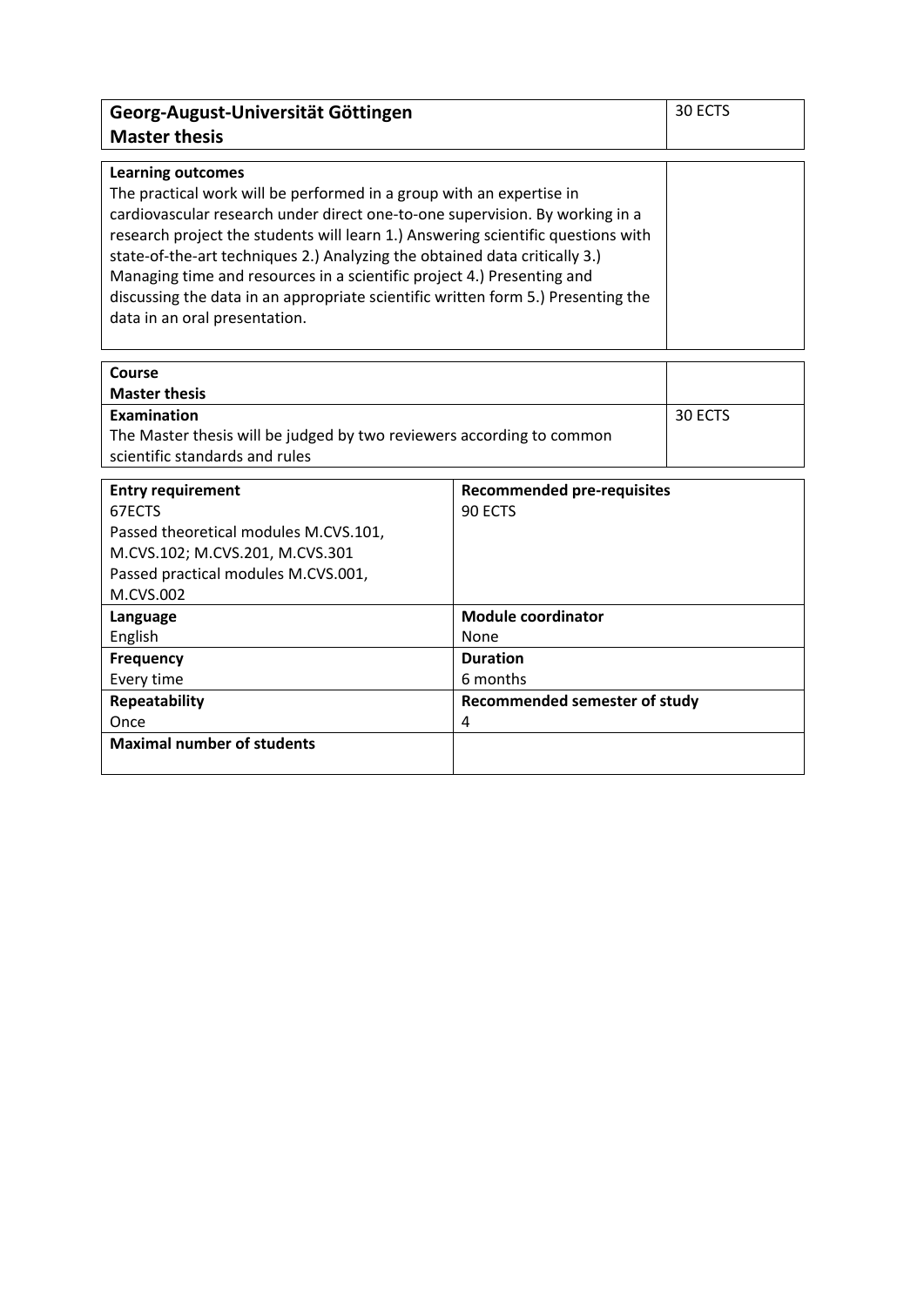| **Georg-August-Universität Göttingen**<br>**Master thesis** | 30 ECTS |
|---|---|
| **Learning outcomes**<br>The practical work will be performed in a group with an expertise in cardiovascular research under direct one-to-one supervision. By working in a research project the students will learn 1.) Answering scientific questions with state-of-the-art techniques 2.) Analyzing the obtained data critically 3.) Managing time and resources in a scientific project 4.) Presenting and discussing the data in an appropriate scientific written form 5.) Presenting the data in an oral presentation. | |

| **Course**<br>**Master thesis** | |
|---|---|
| **Examination**<br>The Master thesis will be judged by two reviewers according to common scientific standards and rules | 30 ECTS |

| **Entry requirement**<br>67ECTS<br>Passed theoretical modules M.CVS.101, M.CVS.102; M.CVS.201, M.CVS.301<br>Passed practical modules M.CVS.001, M.CVS.002 | **Recommended pre-requisites**<br>90 ECTS |
|---|---|
| **Language**<br>English | **Module coordinator**<br>None |
| **Frequency**<br>Every time | **Duration**<br>6 months |
| **Repeatability**<br>Once | **Recommended semester of study**<br>4 |
| **Maximal number of students** | |